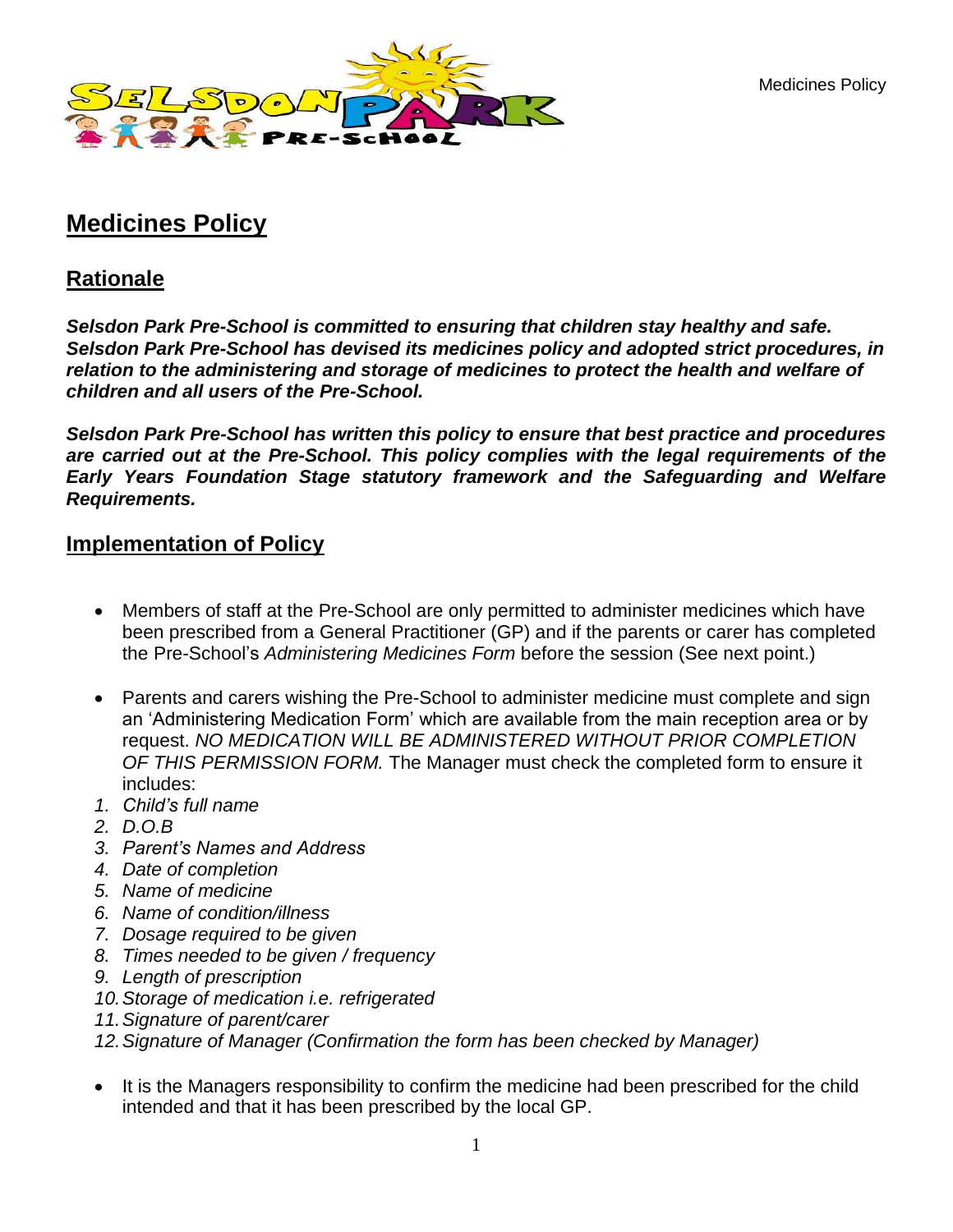# Medicines Policy

## Rationale

***Selsdon Park Pre-School is committed to ensuring that children stay healthy and safe. Selsdon Park Pre-School has devised its medicines policy and adopted strict procedures, in relation to the administering and storage of medicines to protect the health and welfare of children and all users of the Pre-School.***

***Selsdon Park Pre-School has written this policy to ensure that best practice and procedures are carried out at the Pre-School. This policy complies with the legal requirements of the Early Years Foundation Stage statutory framework and the Safeguarding and Welfare Requirements.***

## Implementation of Policy

- Members of staff at the Pre-School are only permitted to administer medicines which have been prescribed from a General Practitioner (GP) and if the parents or carer has completed the Pre-School's *Administering Medicines Form* before the session (See next point.)
- Parents and carers wishing the Pre-School to administer medicine must complete and sign an 'Administering Medication Form' which are available from the main reception area or by request. *NO MEDICATION WILL BE ADMINISTERED WITHOUT PRIOR COMPLETION OF THIS PERMISSION FORM.* The Manager must check the completed form to ensure it includes:

1. *Child's full name*
2. *D.O.B*
3. *Parent's Names and Address*
4. *Date of completion*
5. *Name of medicine*
6. *Name of condition/illness*
7. *Dosage required to be given*
8. *Times needed to be given / frequency*
9. *Length of prescription*
10. *Storage of medication i.e. refrigerated*
11. *Signature of parent/carer*
12. *Signature of Manager (Confirmation the form has been checked by Manager)*

- It is the Managers responsibility to confirm the medicine had been prescribed for the child intended and that it has been prescribed by the local GP.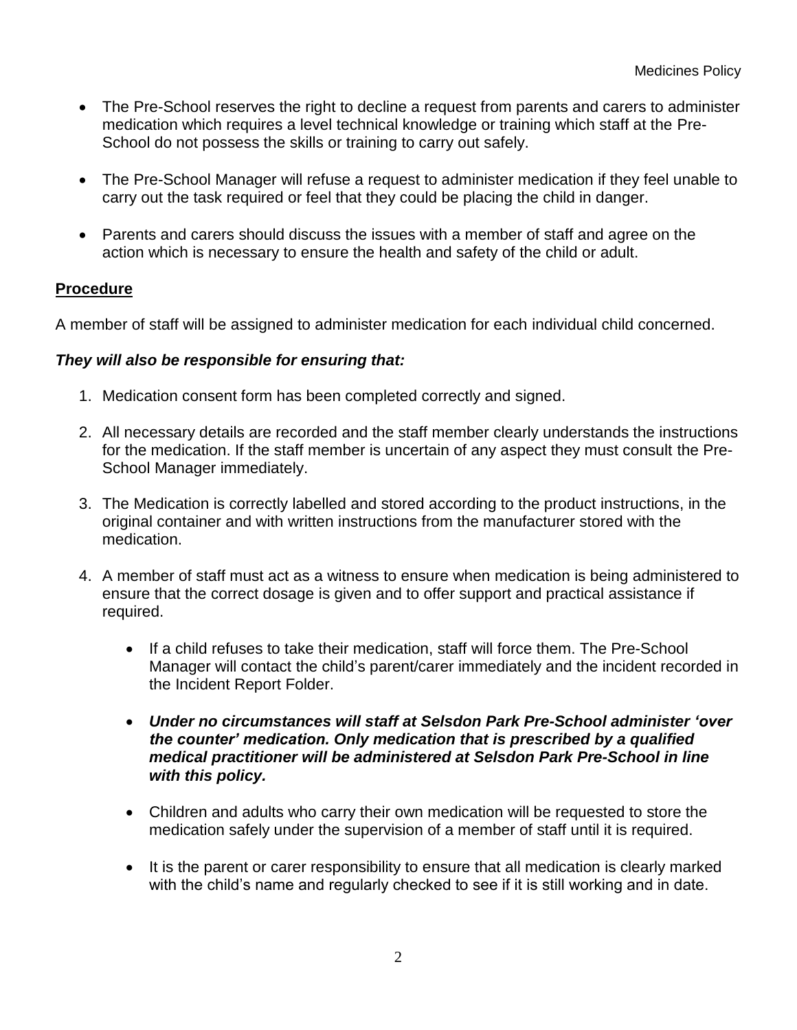- The Pre-School reserves the right to decline a request from parents and carers to administer medication which requires a level technical knowledge or training which staff at the Pre-School do not possess the skills or training to carry out safely.

- The Pre-School Manager will refuse a request to administer medication if they feel unable to carry out the task required or feel that they could be placing the child in danger.

- Parents and carers should discuss the issues with a member of staff and agree on the action which is necessary to ensure the health and safety of the child or adult.

**<u>Procedure</u>**

A member of staff will be assigned to administer medication for each individual child concerned.

***They will also be responsible for ensuring that:***

1. Medication consent form has been completed correctly and signed.

2. All necessary details are recorded and the staff member clearly understands the instructions for the medication. If the staff member is uncertain of any aspect they must consult the Pre-School Manager immediately.

3. The Medication is correctly labelled and stored according to the product instructions, in the original container and with written instructions from the manufacturer stored with the medication.

4. A member of staff must act as a witness to ensure when medication is being administered to ensure that the correct dosage is given and to offer support and practical assistance if required.

    - If a child refuses to take their medication, staff will force them. The Pre-School Manager will contact the child's parent/carer immediately and the incident recorded in the Incident Report Folder.

    - ***Under no circumstances will staff at Selsdon Park Pre-School administer 'over the counter' medication. Only medication that is prescribed by a qualified medical practitioner will be administered at Selsdon Park Pre-School in line with this policy.***

    - Children and adults who carry their own medication will be requested to store the medication safely under the supervision of a member of staff until it is required.

    - It is the parent or carer responsibility to ensure that all medication is clearly marked with the child's name and regularly checked to see if it is still working and in date.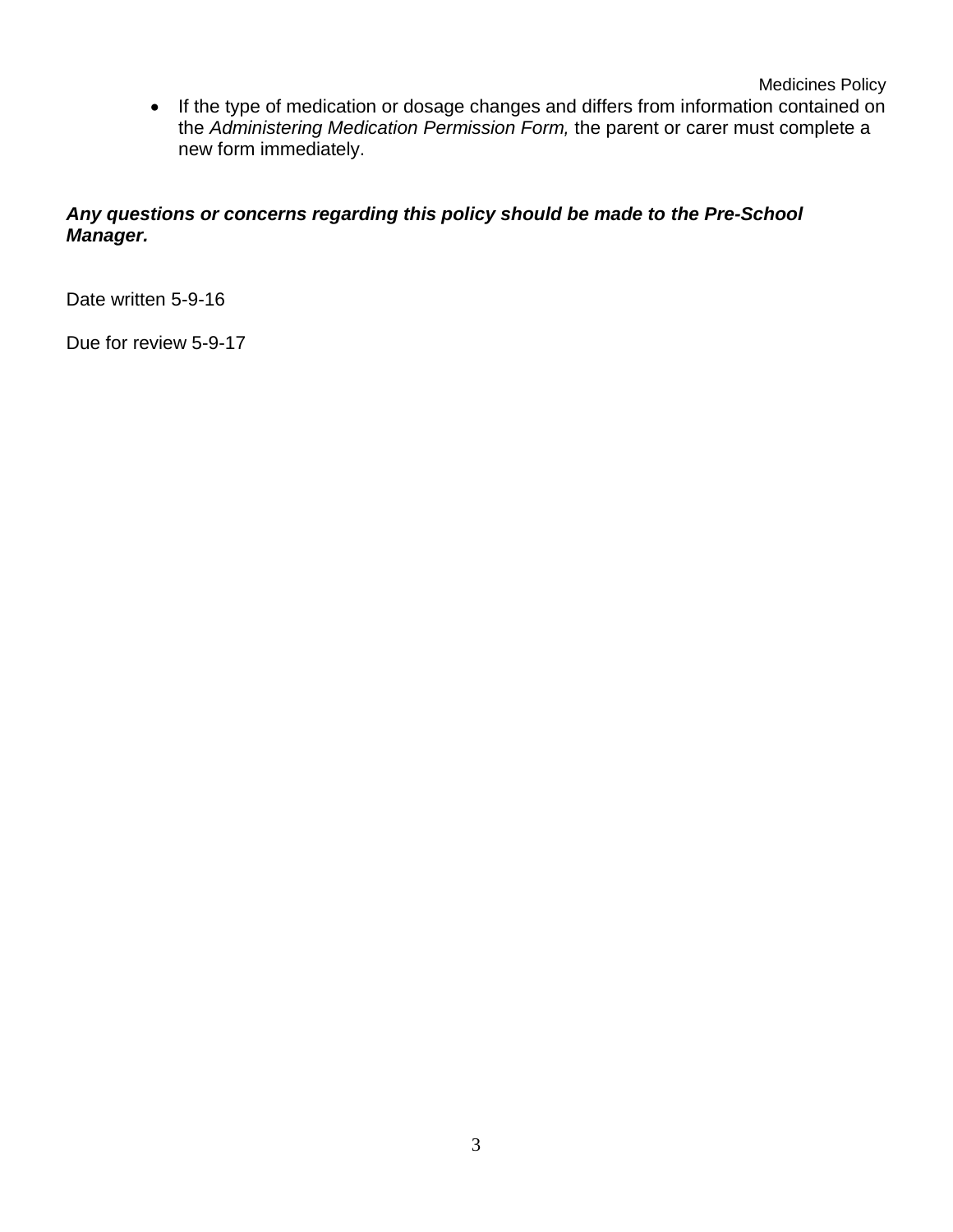- If the type of medication or dosage changes and differs from information contained on the *Administering Medication Permission Form,* the parent or carer must complete a new form immediately.

***Any questions or concerns regarding this policy should be made to the Pre-School Manager.***

Date written 5-9-16

Due for review 5-9-17